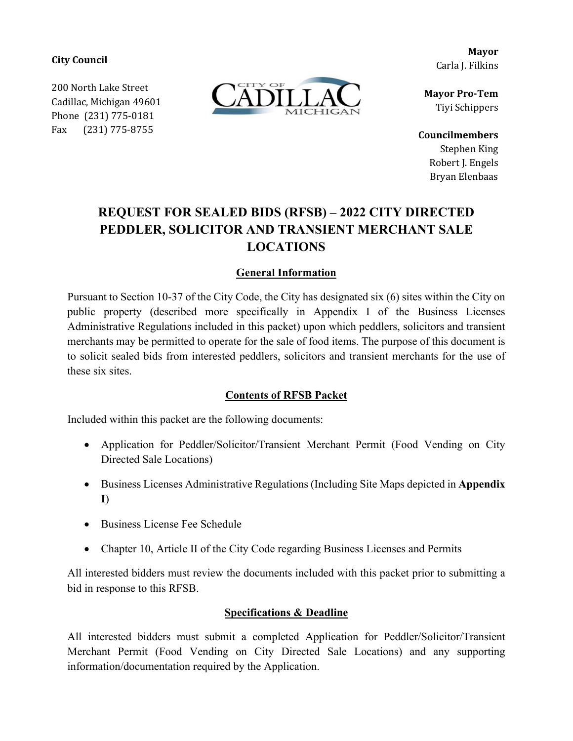**City Council**

200 North Lake Street
Cadillac, Michigan 49601
Phone (231) 775-0181
Fax (231) 775-8755

**Mayor**
Carla J. Filkins

**Mayor Pro-Tem**
Tiyi Schippers

**Councilmembers**
Stephen King
Robert J. Engels
Bryan Elenbaas

# REQUEST FOR SEALED BIDS (RFSB) – 2022 CITY DIRECTED PEDDLER, SOLICITOR AND TRANSIENT MERCHANT SALE LOCATIONS

## General Information

Pursuant to Section 10-37 of the City Code, the City has designated six (6) sites within the City on public property (described more specifically in Appendix I of the Business Licenses Administrative Regulations included in this packet) upon which peddlers, solicitors and transient merchants may be permitted to operate for the sale of food items. The purpose of this document is to solicit sealed bids from interested peddlers, solicitors and transient merchants for the use of these six sites.

## Contents of RFSB Packet

Included within this packet are the following documents:

- Application for Peddler/Solicitor/Transient Merchant Permit (Food Vending on City Directed Sale Locations)
- Business Licenses Administrative Regulations (Including Site Maps depicted in **Appendix I**)
- Business License Fee Schedule
- Chapter 10, Article II of the City Code regarding Business Licenses and Permits

All interested bidders must review the documents included with this packet prior to submitting a bid in response to this RFSB.

## Specifications & Deadline

All interested bidders must submit a completed Application for Peddler/Solicitor/Transient Merchant Permit (Food Vending on City Directed Sale Locations) and any supporting information/documentation required by the Application.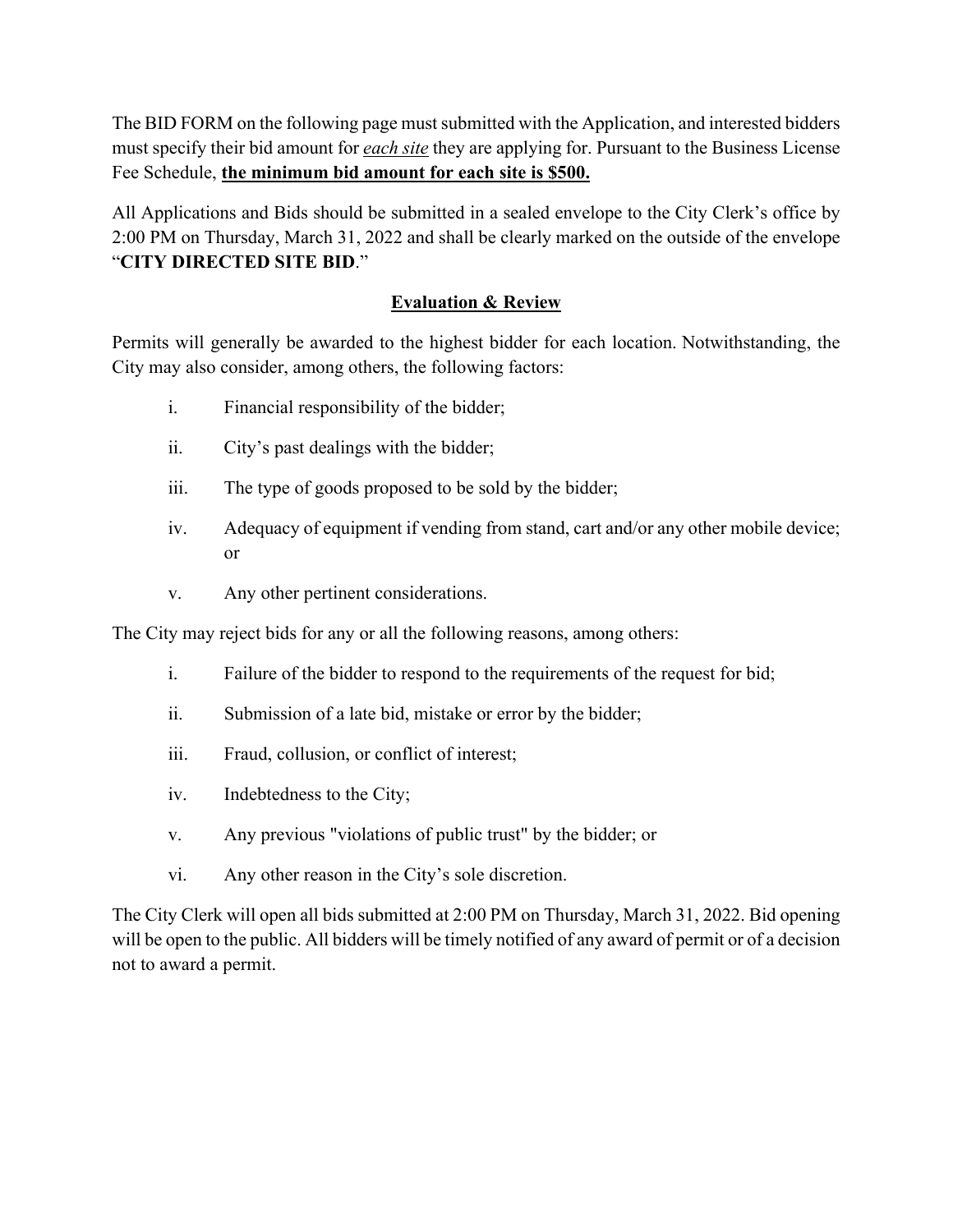The BID FORM on the following page must submitted with the Application, and interested bidders must specify their bid amount for ***each site*** they are applying for. Pursuant to the Business License Fee Schedule, **the minimum bid amount for each site is $500.**

All Applications and Bids should be submitted in a sealed envelope to the City Clerk's office by 2:00 PM on Thursday, March 31, 2022 and shall be clearly marked on the outside of the envelope "**CITY DIRECTED SITE BID**."

## Evaluation & Review

Permits will generally be awarded to the highest bidder for each location. Notwithstanding, the City may also consider, among others, the following factors:

i. Financial responsibility of the bidder;

ii. City's past dealings with the bidder;

iii. The type of goods proposed to be sold by the bidder;

iv. Adequacy of equipment if vending from stand, cart and/or any other mobile device; or

v. Any other pertinent considerations.

The City may reject bids for any or all the following reasons, among others:

i. Failure of the bidder to respond to the requirements of the request for bid;

ii. Submission of a late bid, mistake or error by the bidder;

iii. Fraud, collusion, or conflict of interest;

iv. Indebtedness to the City;

v. Any previous "violations of public trust" by the bidder; or

vi. Any other reason in the City's sole discretion.

The City Clerk will open all bids submitted at 2:00 PM on Thursday, March 31, 2022. Bid opening will be open to the public. All bidders will be timely notified of any award of permit or of a decision not to award a permit.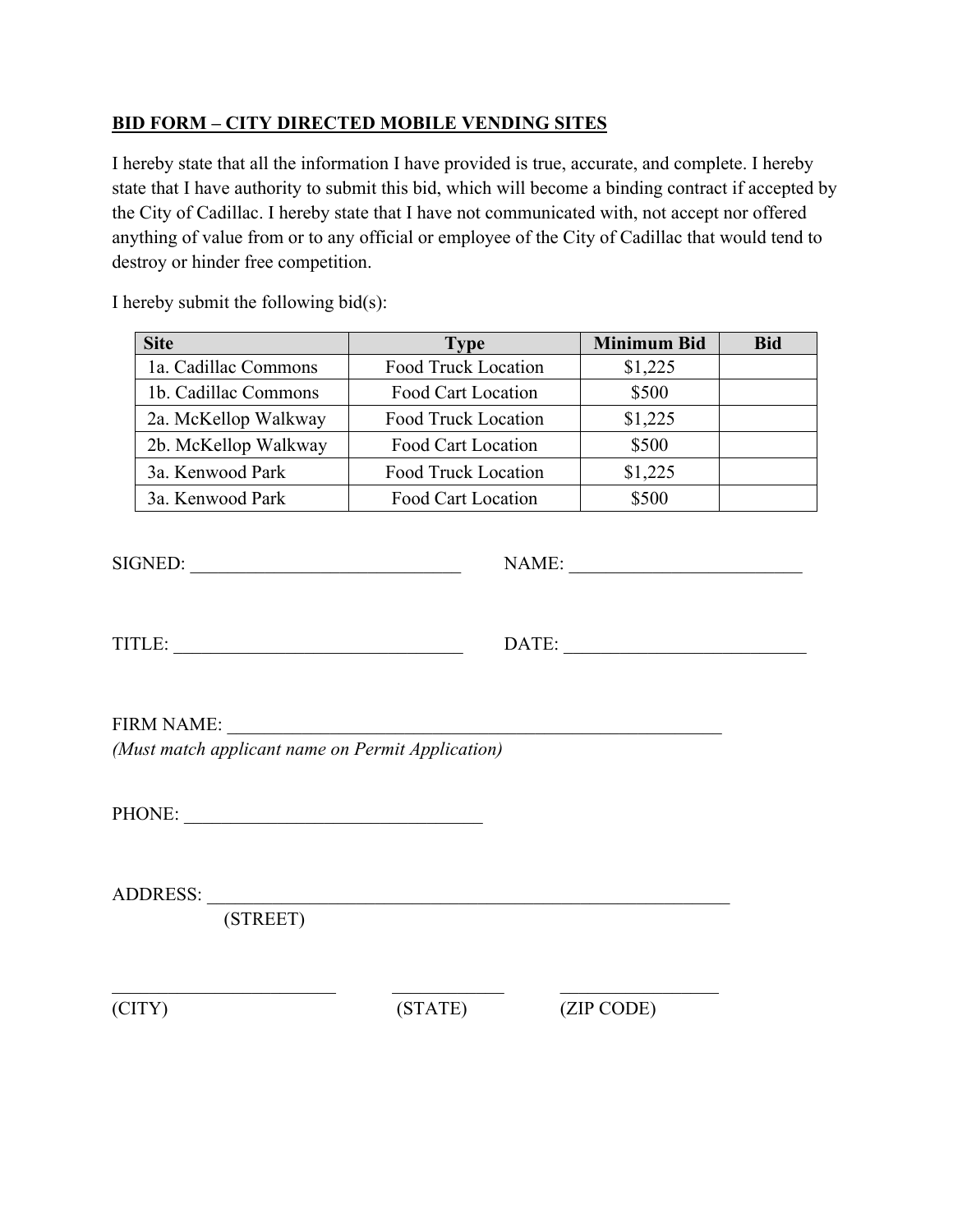**BID FORM – CITY DIRECTED MOBILE VENDING SITES**

I hereby state that all the information I have provided is true, accurate, and complete. I hereby state that I have authority to submit this bid, which will become a binding contract if accepted by the City of Cadillac. I hereby state that I have not communicated with, not accept nor offered anything of value from or to any official or employee of the City of Cadillac that would tend to destroy or hinder free competition.

I hereby submit the following bid(s):

| Site | Type | Minimum Bid | Bid |
|---|---|---|---|
| 1a. Cadillac Commons | Food Truck Location | $1,225 | |
| 1b. Cadillac Commons | Food Cart Location | $500 | |
| 2a. McKellop Walkway | Food Truck Location | $1,225 | |
| 2b. McKellop Walkway | Food Cart Location | $500 | |
| 3a. Kenwood Park | Food Truck Location | $1,225 | |
| 3a. Kenwood Park | Food Cart Location | $500 | |

SIGNED: ______________________________ NAME: __________________________

TITLE: ________________________________ DATE: ___________________________

FIRM NAME: _______________________________________________________
*(Must match applicant name on Permit Application)*

PHONE: _________________________________

ADDRESS: __________________________________________________________
(STREET)

_________________________ _____________ _________________
(CITY) (STATE) (ZIP CODE)